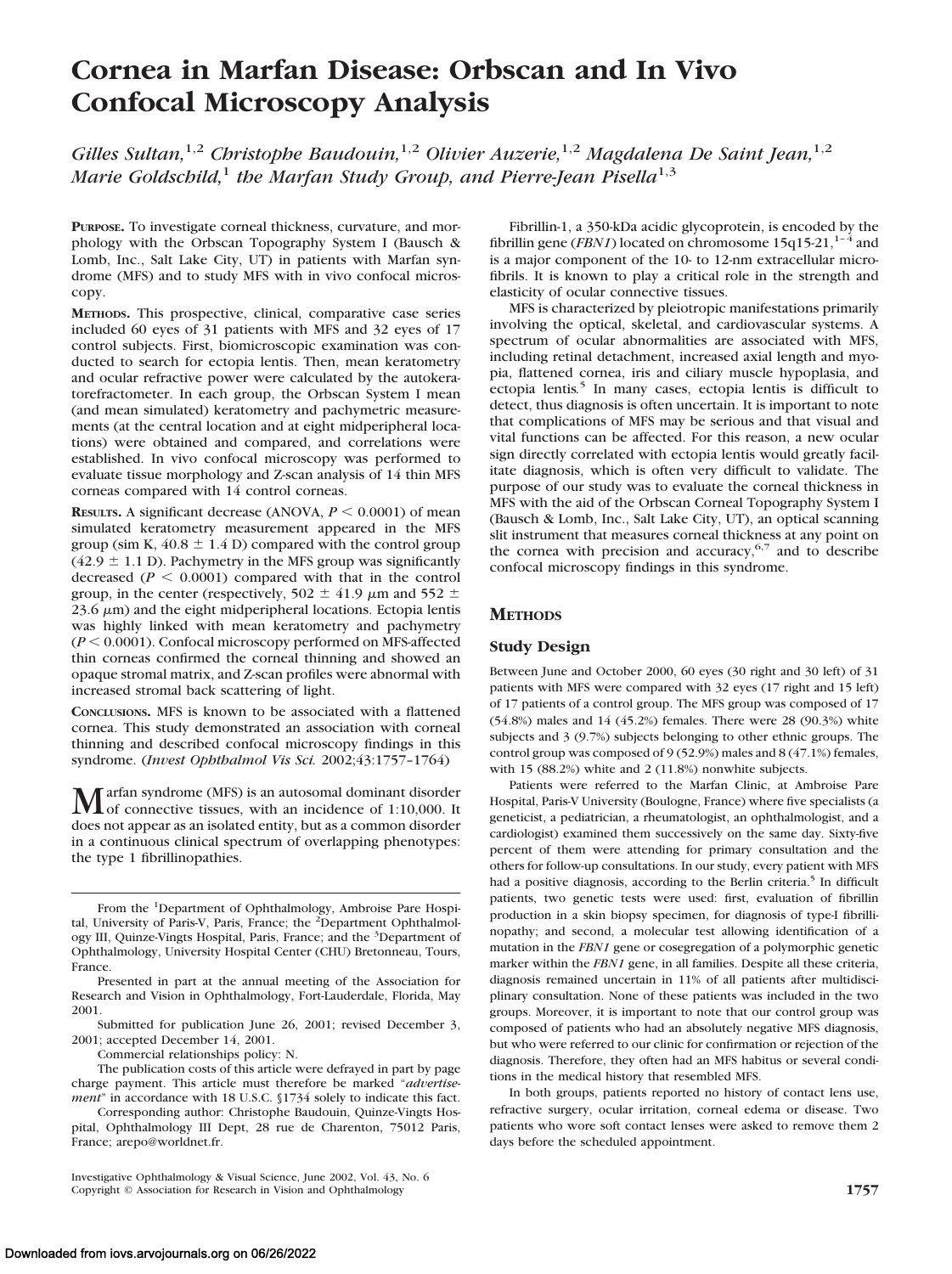# Cornea in Marfan Disease: Orbscan and In Vivo Confocal Microscopy Analysis

*Gilles Sultan,[1,2] Christophe Baudouin,[1,2] Olivier Auzerie,[1,2] Magdalena De Saint Jean,[1,2] Marie Goldschild,[1] the Marfan Study Group, and Pierre-Jean Pisella[1,3]*

**PURPOSE.** To investigate corneal thickness, curvature, and morphology with the Orbscan Topography System I (Bausch & Lomb, Inc., Salt Lake City, UT) in patients with Marfan syndrome (MFS) and to study MFS with in vivo confocal microscopy.

**METHODS.** This prospective, clinical, comparative case series included 60 eyes of 31 patients with MFS and 32 eyes of 17 control subjects. First, biomicroscopic examination was conducted to search for ectopia lentis. Then, mean keratometry and ocular refractive power were calculated by the autokeratorefractometer. In each group, the Orbscan System I mean (and mean simulated) keratometry and pachymetric measurements (at the central location and at eight midperipheral locations) were obtained and compared, and correlations were established. In vivo confocal microscopy was performed to evaluate tissue morphology and Z-scan analysis of 14 thin MFS corneas compared with 14 control corneas.

**RESULTS.** A significant decrease (ANOVA, $P < 0.0001$) of mean simulated keratometry measurement appeared in the MFS group (sim K, $40.8 \pm 1.4$ D) compared with the control group ($42.9 \pm 1.1$ D). Pachymetry in the MFS group was significantly decreased ($P < 0.0001$) compared with that in the control group, in the center (respectively, $502 \pm 41.9$ $\mu$m and $552 \pm 23.6$ $\mu$m) and the eight midperipheral locations. Ectopia lentis was highly linked with mean keratometry and pachymetry ($P < 0.0001$). Confocal microscopy performed on MFS-affected thin corneas confirmed the corneal thinning and showed an opaque stromal matrix, and Z-scan profiles were abnormal with increased stromal back scattering of light.

**CONCLUSIONS.** MFS is known to be associated with a flattened cornea. This study demonstrated an association with corneal thinning and described confocal microscopy findings in this syndrome. (*Invest Ophthalmol Vis Sci.* 2002;43:1757–1764)

Marfan syndrome (MFS) is an autosomal dominant disorder of connective tissues, with an incidence of 1:10,000. It does not appear as an isolated entity, but as a common disorder in a continuous clinical spectrum of overlapping phenotypes: the type 1 fibrillinopathies.

Fibrillin-1, a 350-kDa acidic glycoprotein, is encoded by the fibrillin gene (*FBN1*) located on chromosome 15q15-21,[1–4] and is a major component of the 10- to 12-nm extracellular microfibrils. It is known to play a critical role in the strength and elasticity of ocular connective tissues.

MFS is characterized by pleiotropic manifestations primarily involving the optical, skeletal, and cardiovascular systems. A spectrum of ocular abnormalities are associated with MFS, including retinal detachment, increased axial length and myopia, flattened cornea, iris and ciliary muscle hypoplasia, and ectopia lentis.[5] In many cases, ectopia lentis is difficult to detect, thus diagnosis is often uncertain. It is important to note that complications of MFS may be serious and that visual and vital functions can be affected. For this reason, a new ocular sign directly correlated with ectopia lentis would greatly facilitate diagnosis, which is often very difficult to validate. The purpose of our study was to evaluate the corneal thickness in MFS with the aid of the Orbscan Corneal Topography System I (Bausch & Lomb, Inc., Salt Lake City, UT), an optical scanning slit instrument that measures corneal thickness at any point on the cornea with precision and accuracy,[6,7] and to describe confocal microscopy findings in this syndrome.

## METHODS

### Study Design

Between June and October 2000, 60 eyes (30 right and 30 left) of 31 patients with MFS were compared with 32 eyes (17 right and 15 left) of 17 patients of a control group. The MFS group was composed of 17 (54.8%) males and 14 (45.2%) females. There were 28 (90.3%) white subjects and 3 (9.7%) subjects belonging to other ethnic groups. The control group was composed of 9 (52.9%) males and 8 (47.1%) females, with 15 (88.2%) white and 2 (11.8%) nonwhite subjects.

Patients were referred to the Marfan Clinic, at Ambroise Pare Hospital, Paris-V University (Boulogne, France) where five specialists (a geneticist, a pediatrician, a rheumatologist, an ophthalmologist, and a cardiologist) examined them successively on the same day. Sixty-five percent of them were attending for primary consultation and the others for follow-up consultations. In our study, every patient with MFS had a positive diagnosis, according to the Berlin criteria.[5] In difficult patients, two genetic tests were used: first, evaluation of fibrillin production in a skin biopsy specimen, for diagnosis of type-I fibrillinopathy; and second, a molecular test allowing identification of a mutation in the *FBN1* gene or cosegregation of a polymorphic genetic marker within the *FBN1* gene, in all families. Despite all these criteria, diagnosis remained uncertain in 11% of all patients after multidisciplinary consultation. None of these patients was included in the two groups. Moreover, it is important to note that our control group was composed of patients who had an absolutely negative MFS diagnosis, but who were referred to our clinic for confirmation or rejection of the diagnosis. Therefore, they often had an MFS habitus or several conditions in the medical history that resembled MFS.

In both groups, patients reported no history of contact lens use, refractive surgery, ocular irritation, corneal edema or disease. Two patients who wore soft contact lenses were asked to remove them 2 days before the scheduled appointment.

---

From the [1]Department of Ophthalmology, Ambroise Pare Hospital, University of Paris-V, Paris, France; the [2]Department Ophthalmology III, Quinze-Vingts Hospital, Paris, France; and the [3]Department of Ophthalmology, University Hospital Center (CHU) Bretonneau, Tours, France.

Presented in part at the annual meeting of the Association for Research and Vision in Ophthalmology, Fort-Lauderdale, Florida, May 2001.

Submitted for publication June 26, 2001; revised December 3, 2001; accepted December 14, 2001.

Commercial relationships policy: N.

The publication costs of this article were defrayed in part by page charge payment. This article must therefore be marked "*advertisement*" in accordance with 18 U.S.C. §1734 solely to indicate this fact.

Corresponding author: Christophe Baudouin, Quinze-Vingts Hospital, Ophthalmology III Dept, 28 rue de Charenton, 75012 Paris, France; arepo@worldnet.fr.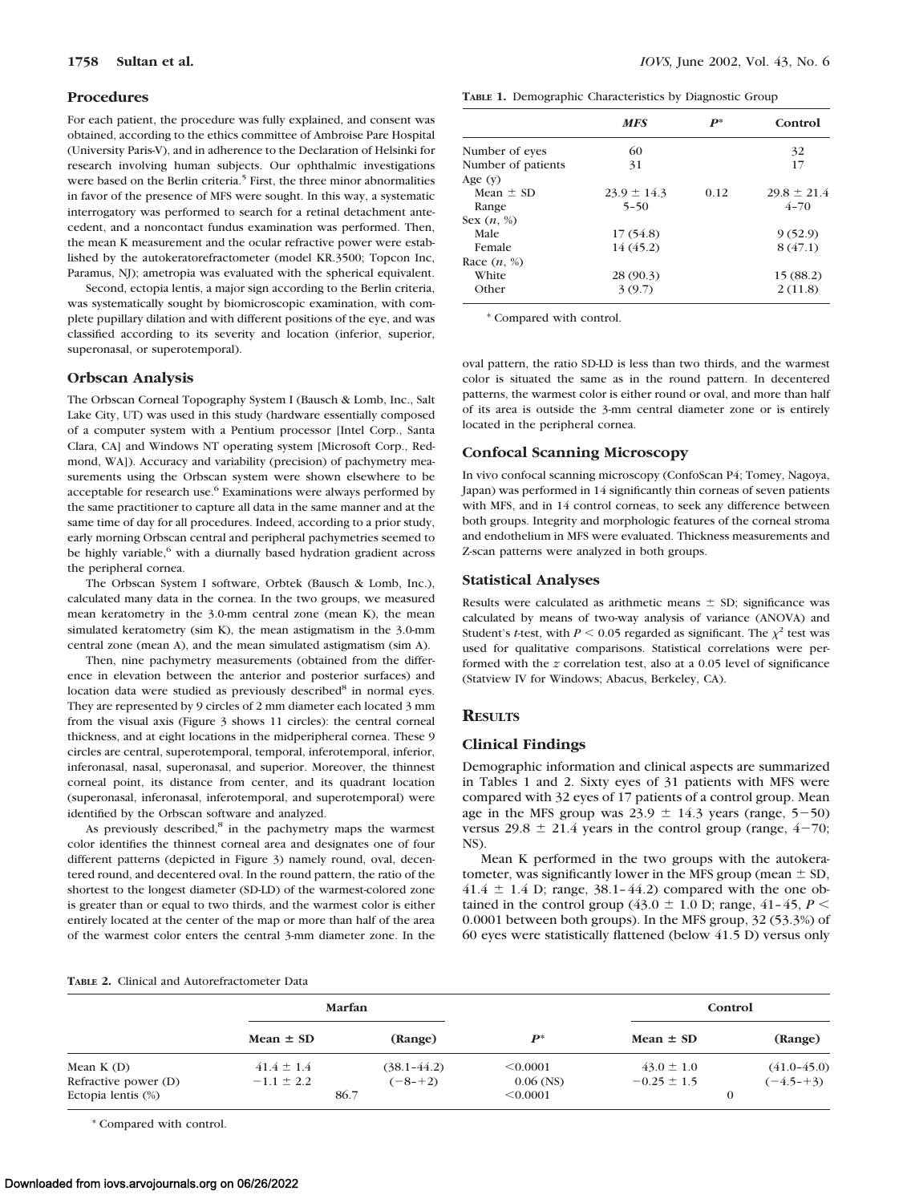## Procedures

For each patient, the procedure was fully explained, and consent was obtained, according to the ethics committee of Ambroise Pare Hospital (University Paris-V), and in adherence to the Declaration of Helsinki for research involving human subjects. Our ophthalmic investigations were based on the Berlin criteria.[5] First, the three minor abnormalities in favor of the presence of MFS were sought. In this way, a systematic interrogatory was performed to search for a retinal detachment antecedent, and a noncontact fundus examination was performed. Then, the mean K measurement and the ocular refractive power were established by the autokeratorefractometer (model KR.3500; Topcon Inc, Paramus, NJ); ametropia was evaluated with the spherical equivalent.

Second, ectopia lentis, a major sign according to the Berlin criteria, was systematically sought by biomicroscopic examination, with complete pupillary dilation and with different positions of the eye, and was classified according to its severity and location (inferior, superior, superonasal, or superotemporal).

## Orbscan Analysis

The Orbscan Corneal Topography System I (Bausch & Lomb, Inc., Salt Lake City, UT) was used in this study (hardware essentially composed of a computer system with a Pentium processor [Intel Corp., Santa Clara, CA] and Windows NT operating system [Microsoft Corp., Redmond, WA]). Accuracy and variability (precision) of pachymetry measurements using the Orbscan system were shown elsewhere to be acceptable for research use.[6] Examinations were always performed by the same practitioner to capture all data in the same manner and at the same time of day for all procedures. Indeed, according to a prior study, early morning Orbscan central and peripheral pachymetries seemed to be highly variable,[6] with a diurnally based hydration gradient across the peripheral cornea.

The Orbscan System I software, Orbtek (Bausch & Lomb, Inc.), calculated many data in the cornea. In the two groups, we measured mean keratometry in the 3.0-mm central zone (mean K), the mean simulated keratometry (sim K), the mean astigmatism in the 3.0-mm central zone (mean A), and the mean simulated astigmatism (sim A).

Then, nine pachymetry measurements (obtained from the difference in elevation between the anterior and posterior surfaces) and location data were studied as previously described[8] in normal eyes. They are represented by 9 circles of 2 mm diameter each located 3 mm from the visual axis (Figure 3 shows 11 circles): the central corneal thickness, and at eight locations in the midperipheral cornea. These 9 circles are central, superotemporal, temporal, inferotemporal, inferior, inferonasal, nasal, superonasal, and superior. Moreover, the thinnest corneal point, its distance from center, and its quadrant location (superonasal, inferonasal, inferotemporal, and superotemporal) were identified by the Orbscan software and analyzed.

As previously described,[8] in the pachymetry maps the warmest color identifies the thinnest corneal area and designates one of four different patterns (depicted in Figure 3) namely round, oval, decentered round, and decentered oval. In the round pattern, the ratio of the shortest to the longest diameter (SD-LD) of the warmest-colored zone is greater than or equal to two thirds, and the warmest color is either entirely located at the center of the map or more than half of the area of the warmest color enters the central 3-mm diameter zone. In the oval pattern, the ratio SD-LD is less than two thirds, and the warmest color is situated the same as in the round pattern. In decentered patterns, the warmest color is either round or oval, and more than half of its area is outside the 3-mm central diameter zone or is entirely located in the peripheral cornea.

**TABLE 1.** Demographic Characteristics by Diagnostic Group

| | *MFS* | *P\** | Control |
|---|---|---|---|
| Number of eyes | 60 | | 32 |
| Number of patients | 31 | | 17 |
| Age (y) | | | |
| Mean ± SD | 23.9 ± 14.3 | 0.12 | 29.8 ± 21.4 |
| Range | 5–50 | | 4–70 |
| Sex (*n*, %) | | | |
| Male | 17 (54.8) | | 9 (52.9) |
| Female | 14 (45.2) | | 8 (47.1) |
| Race (*n*, %) | | | |
| White | 28 (90.3) | | 15 (88.2) |
| Other | 3 (9.7) | | 2 (11.8) |

\* Compared with control.

## Confocal Scanning Microscopy

In vivo confocal scanning microscopy (ConfoScan P4; Tomey, Nagoya, Japan) was performed in 14 significantly thin corneas of seven patients with MFS, and in 14 control corneas, to seek any difference between both groups. Integrity and morphologic features of the corneal stroma and endothelium in MFS were evaluated. Thickness measurements and Z-scan patterns were analyzed in both groups.

## Statistical Analyses

Results were calculated as arithmetic means ± SD; significance was calculated by means of two-way analysis of variance (ANOVA) and Student's *t*-test, with $P < 0.05$ regarded as significant. The $\chi^2$ test was used for qualitative comparisons. Statistical correlations were performed with the *z* correlation test, also at a 0.05 level of significance (Statview IV for Windows; Abacus, Berkeley, CA).

# Results

## Clinical Findings

Demographic information and clinical aspects are summarized in Tables 1 and 2. Sixty eyes of 31 patients with MFS were compared with 32 eyes of 17 patients of a control group. Mean age in the MFS group was 23.9 ± 14.3 years (range, 5−50) versus 29.8 ± 21.4 years in the control group (range, 4−70; NS).

Mean K performed in the two groups with the autokeratometer, was significantly lower in the MFS group (mean ± SD, 41.4 ± 1.4 D; range, 38.1–44.2) compared with the one obtained in the control group (43.0 ± 1.0 D; range, 41–45, $P < 0.0001$ between both groups). In the MFS group, 32 (53.3%) of 60 eyes were statistically flattened (below 41.5 D) versus only

**TABLE 2.** Clinical and Autorefractometer Data

| | Marfan | | | Control | |
|---|---|---|---|---|---|
| | Mean ± SD | (Range) | *P\** | Mean ± SD | (Range) |
| Mean K (D) | 41.4 ± 1.4 | (38.1–44.2) | <0.0001 | 43.0 ± 1.0 | (41.0–45.0) |
| Refractive power (D) | −1.1 ± 2.2 | (−8–+2) | 0.06 (NS) | −0.25 ± 1.5 | (−4.5–+3) |
| Ectopia lentis (%) | 86.7 | | <0.0001 | 0 | |

\* Compared with control.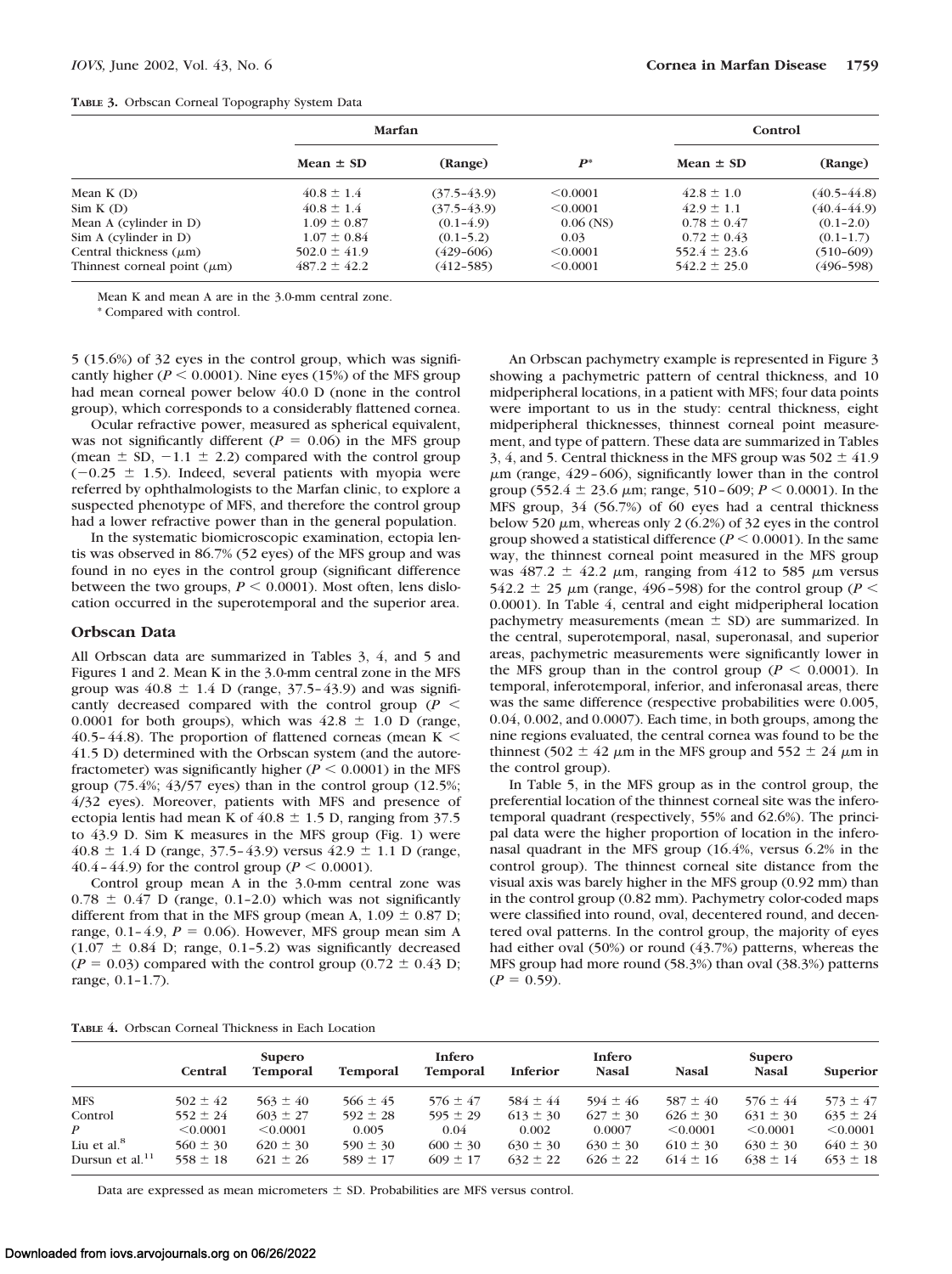**TABLE 3.** Orbscan Corneal Topography System Data

| | Marfan | | | Control | |
|---|---|---|---|---|---|
| | Mean ± SD | (Range) | $P$* | Mean ± SD | (Range) |
| Mean K (D) | 40.8 ± 1.4 | (37.5–43.9) | <0.0001 | 42.8 ± 1.0 | (40.5–44.8) |
| Sim K (D) | 40.8 ± 1.4 | (37.5–43.9) | <0.0001 | 42.9 ± 1.1 | (40.4–44.9) |
| Mean A (cylinder in D) | 1.09 ± 0.87 | (0.1–4.9) | 0.06 (NS) | 0.78 ± 0.47 | (0.1–2.0) |
| Sim A (cylinder in D) | 1.07 ± 0.84 | (0.1–5.2) | 0.03 | 0.72 ± 0.43 | (0.1–1.7) |
| Central thickness (μm) | 502.0 ± 41.9 | (429–606) | <0.0001 | 552.4 ± 23.6 | (510–609) |
| Thinnest corneal point (μm) | 487.2 ± 42.2 | (412–585) | <0.0001 | 542.2 ± 25.0 | (496–598) |

Mean K and mean A are in the 3.0-mm central zone.

* Compared with control.

5 (15.6%) of 32 eyes in the control group, which was significantly higher ($P < 0.0001$). Nine eyes (15%) of the MFS group had mean corneal power below 40.0 D (none in the control group), which corresponds to a considerably flattened cornea.

Ocular refractive power, measured as spherical equivalent, was not significantly different ($P = 0.06$) in the MFS group (mean ± SD, −1.1 ± 2.2) compared with the control group (−0.25 ± 1.5). Indeed, several patients with myopia were referred by ophthalmologists to the Marfan clinic, to explore a suspected phenotype of MFS, and therefore the control group had a lower refractive power than in the general population.

In the systematic biomicroscopic examination, ectopia lentis was observed in 86.7% (52 eyes) of the MFS group and was found in no eyes in the control group (significant difference between the two groups, $P < 0.0001$). Most often, lens dislocation occurred in the superotemporal and the superior area.

## Orbscan Data

All Orbscan data are summarized in Tables 3, 4, and 5 and Figures 1 and 2. Mean K in the 3.0-mm central zone in the MFS group was 40.8 ± 1.4 D (range, 37.5–43.9) and was significantly decreased compared with the control group ($P < 0.0001$ for both groups), which was 42.8 ± 1.0 D (range, 40.5–44.8). The proportion of flattened corneas (mean K < 41.5 D) determined with the Orbscan system (and the autorefractometer) was significantly higher ($P < 0.0001$) in the MFS group (75.4%; 43/57 eyes) than in the control group (12.5%; 4/32 eyes). Moreover, patients with MFS and presence of ectopia lentis had mean K of 40.8 ± 1.5 D, ranging from 37.5 to 43.9 D. Sim K measures in the MFS group (Fig. 1) were 40.8 ± 1.4 D (range, 37.5–43.9) versus 42.9 ± 1.1 D (range, 40.4–44.9) for the control group ($P < 0.0001$).

Control group mean A in the 3.0-mm central zone was 0.78 ± 0.47 D (range, 0.1–2.0) which was not significantly different from that in the MFS group (mean A, 1.09 ± 0.87 D; range, 0.1–4.9, $P = 0.06$). However, MFS group mean sim A (1.07 ± 0.84 D; range, 0.1–5.2) was significantly decreased ($P = 0.03$) compared with the control group (0.72 ± 0.43 D; range, 0.1–1.7).

An Orbscan pachymetry example is represented in Figure 3 showing a pachymetric pattern of central thickness, and 10 midperipheral locations, in a patient with MFS; four data points were important to us in the study: central thickness, eight midperipheral thicknesses, thinnest corneal point measurement, and type of pattern. These data are summarized in Tables 3, 4, and 5. Central thickness in the MFS group was 502 ± 41.9 μm (range, 429–606), significantly lower than in the control group (552.4 ± 23.6 μm; range, 510–609; $P < 0.0001$). In the MFS group, 34 (56.7%) of 60 eyes had a central thickness below 520 μm, whereas only 2 (6.2%) of 32 eyes in the control group showed a statistical difference ($P < 0.0001$). In the same way, the thinnest corneal point measured in the MFS group was 487.2 ± 42.2 μm, ranging from 412 to 585 μm versus 542.2 ± 25 μm (range, 496–598) for the control group ($P < 0.0001$). In Table 4, central and eight midperipheral location pachymetry measurements (mean ± SD) are summarized. In the central, superotemporal, nasal, superonasal, and superior areas, pachymetric measurements were significantly lower in the MFS group than in the control group ($P < 0.0001$). In temporal, inferotemporal, inferior, and inferonasal areas, there was the same difference (respective probabilities were 0.005, 0.04, 0.002, and 0.0007). Each time, in both groups, among the nine regions evaluated, the central cornea was found to be the thinnest (502 ± 42 μm in the MFS group and 552 ± 24 μm in the control group).

In Table 5, in the MFS group as in the control group, the preferential location of the thinnest corneal site was the inferotemporal quadrant (respectively, 55% and 62.6%). The principal data were the higher proportion of location in the inferonasal quadrant in the MFS group (16.4%, versus 6.2% in the control group). The thinnest corneal site distance from the visual axis was barely higher in the MFS group (0.92 mm) than in the control group (0.82 mm). Pachymetry color-coded maps were classified into round, oval, decentered round, and decentered oval patterns. In the control group, the majority of eyes had either oval (50%) or round (43.7%) patterns, whereas the MFS group had more round (58.3%) than oval (38.3%) patterns ($P = 0.59$).

**TABLE 4.** Orbscan Corneal Thickness in Each Location

| | Central | Supero Temporal | Temporal | Infero Temporal | Inferior | Infero Nasal | Nasal | Supero Nasal | Superior |
|---|---|---|---|---|---|---|---|---|---|
| MFS | 502 ± 42 | 563 ± 40 | 566 ± 45 | 576 ± 47 | 584 ± 44 | 594 ± 46 | 587 ± 40 | 576 ± 44 | 573 ± 47 |
| Control | 552 ± 24 | 603 ± 27 | 592 ± 28 | 595 ± 29 | 613 ± 30 | 627 ± 30 | 626 ± 30 | 631 ± 30 | 635 ± 24 |
| $P$ | <0.0001 | <0.0001 | 0.005 | 0.04 | 0.002 | 0.0007 | <0.0001 | <0.0001 | <0.0001 |
| Liu et al.[8] | 560 ± 30 | 620 ± 30 | 590 ± 30 | 600 ± 30 | 630 ± 30 | 630 ± 30 | 610 ± 30 | 630 ± 30 | 640 ± 30 |
| Dursun et al.[11] | 558 ± 18 | 621 ± 26 | 589 ± 17 | 609 ± 17 | 632 ± 22 | 626 ± 22 | 614 ± 16 | 638 ± 14 | 653 ± 18 |

Data are expressed as mean micrometers ± SD. Probabilities are MFS versus control.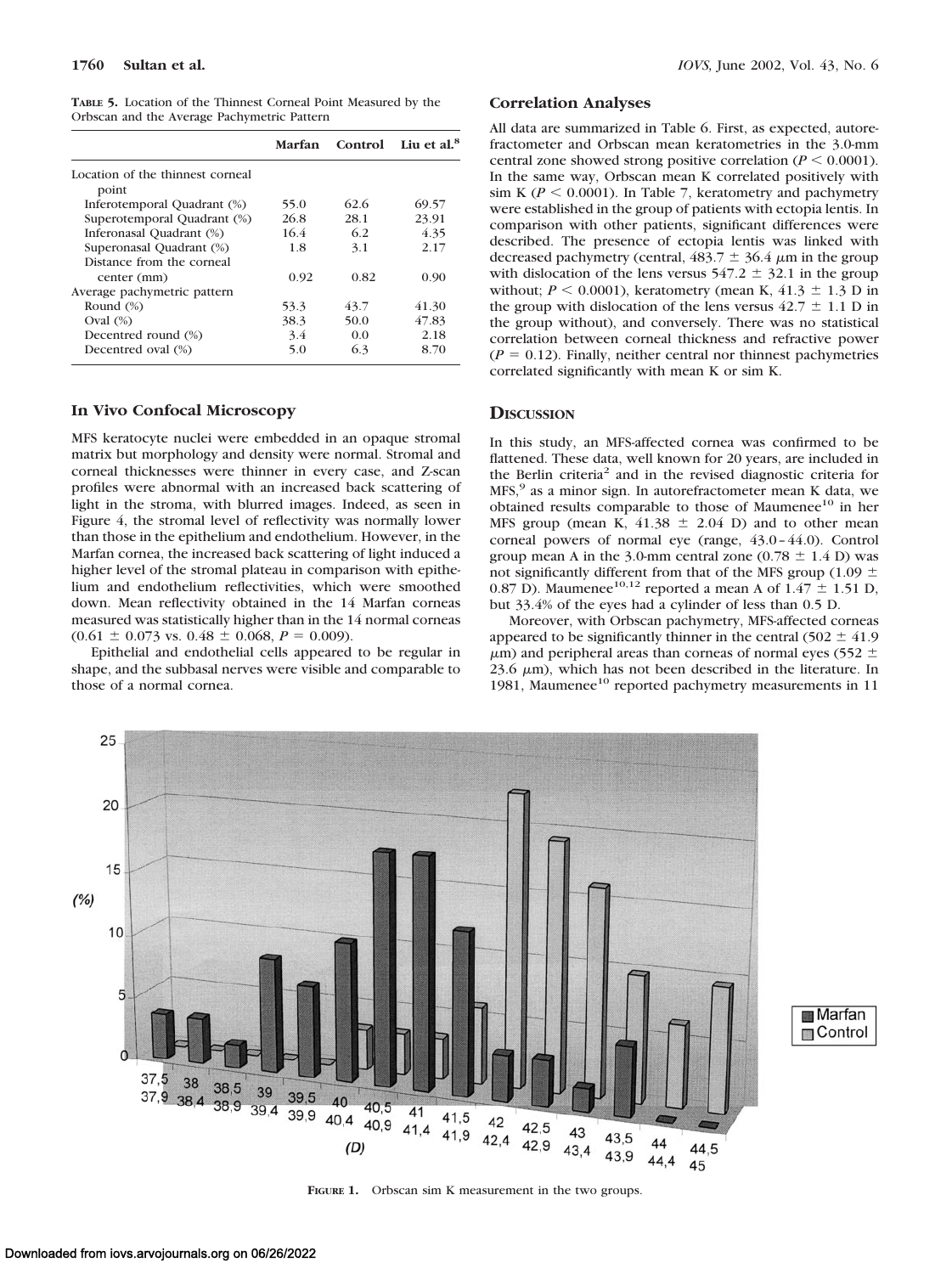**TABLE 5.** Location of the Thinnest Corneal Point Measured by the Orbscan and the Average Pachymetric Pattern

| | Marfan | Control | Liu et al.[8] |
|---|---|---|---|
| Location of the thinnest corneal point | | | |
| Inferotemporal Quadrant (%) | 55.0 | 62.6 | 69.57 |
| Superotemporal Quadrant (%) | 26.8 | 28.1 | 23.91 |
| Inferonasal Quadrant (%) | 16.4 | 6.2 | 4.35 |
| Superonasal Quadrant (%) | 1.8 | 3.1 | 2.17 |
| Distance from the corneal center (mm) | 0.92 | 0.82 | 0.90 |
| Average pachymetric pattern | | | |
| Round (%) | 53.3 | 43.7 | 41.30 |
| Oval (%) | 38.3 | 50.0 | 47.83 |
| Decentred round (%) | 3.4 | 0.0 | 2.18 |
| Decentred oval (%) | 5.0 | 6.3 | 8.70 |

### In Vivo Confocal Microscopy

MFS keratocyte nuclei were embedded in an opaque stromal matrix but morphology and density were normal. Stromal and corneal thicknesses were thinner in every case, and Z-scan profiles were abnormal with an increased back scattering of light in the stroma, with blurred images. Indeed, as seen in Figure 4, the stromal level of reflectivity was normally lower than those in the epithelium and endothelium. However, in the Marfan cornea, the increased back scattering of light induced a higher level of the stromal plateau in comparison with epithelium and endothelium reflectivities, which were smoothed down. Mean reflectivity obtained in the 14 Marfan corneas measured was statistically higher than in the 14 normal corneas ($0.61 \pm 0.073$ vs. $0.48 \pm 0.068$, $P = 0.009$).

Epithelial and endothelial cells appeared to be regular in shape, and the subbasal nerves were visible and comparable to those of a normal cornea.

### Correlation Analyses

All data are summarized in Table 6. First, as expected, autorefractometer and Orbscan mean keratometries in the 3.0-mm central zone showed strong positive correlation ($P < 0.0001$). In the same way, Orbscan mean K correlated positively with sim K ($P < 0.0001$). In Table 7, keratometry and pachymetry were established in the group of patients with ectopia lentis. In comparison with other patients, significant differences were described. The presence of ectopia lentis was linked with decreased pachymetry (central, $483.7 \pm 36.4$ $\mu$m in the group with dislocation of the lens versus $547.2 \pm 32.1$ in the group without; $P < 0.0001$), keratometry (mean K, $41.3 \pm 1.3$ D in the group with dislocation of the lens versus $42.7 \pm 1.1$ D in the group without), and conversely. There was no statistical correlation between corneal thickness and refractive power ($P = 0.12$). Finally, neither central nor thinnest pachymetries correlated significantly with mean K or sim K.

## Discussion

In this study, an MFS-affected cornea was confirmed to be flattened. These data, well known for 20 years, are included in the Berlin criteria[2] and in the revised diagnostic criteria for MFS,[9] as a minor sign. In autorefractometer mean K data, we obtained results comparable to those of Maumenee[10] in her MFS group (mean K, $41.38 \pm 2.04$ D) and to other mean corneal powers of normal eye (range, 43.0–44.0). Control group mean A in the 3.0-mm central zone ($0.78 \pm 1.4$ D) was not significantly different from that of the MFS group ($1.09 \pm 0.87$ D). Maumenee[10,12] reported a mean A of $1.47 \pm 1.51$ D, but 33.4% of the eyes had a cylinder of less than 0.5 D.

Moreover, with Orbscan pachymetry, MFS-affected corneas appeared to be significantly thinner in the central ($502 \pm 41.9$ $\mu$m) and peripheral areas than corneas of normal eyes ($552 \pm 23.6$ $\mu$m), which has not been described in the literature. In 1981, Maumenee[10] reported pachymetry measurements in 11

**FIGURE 1.** Orbscan sim K measurement in the two groups.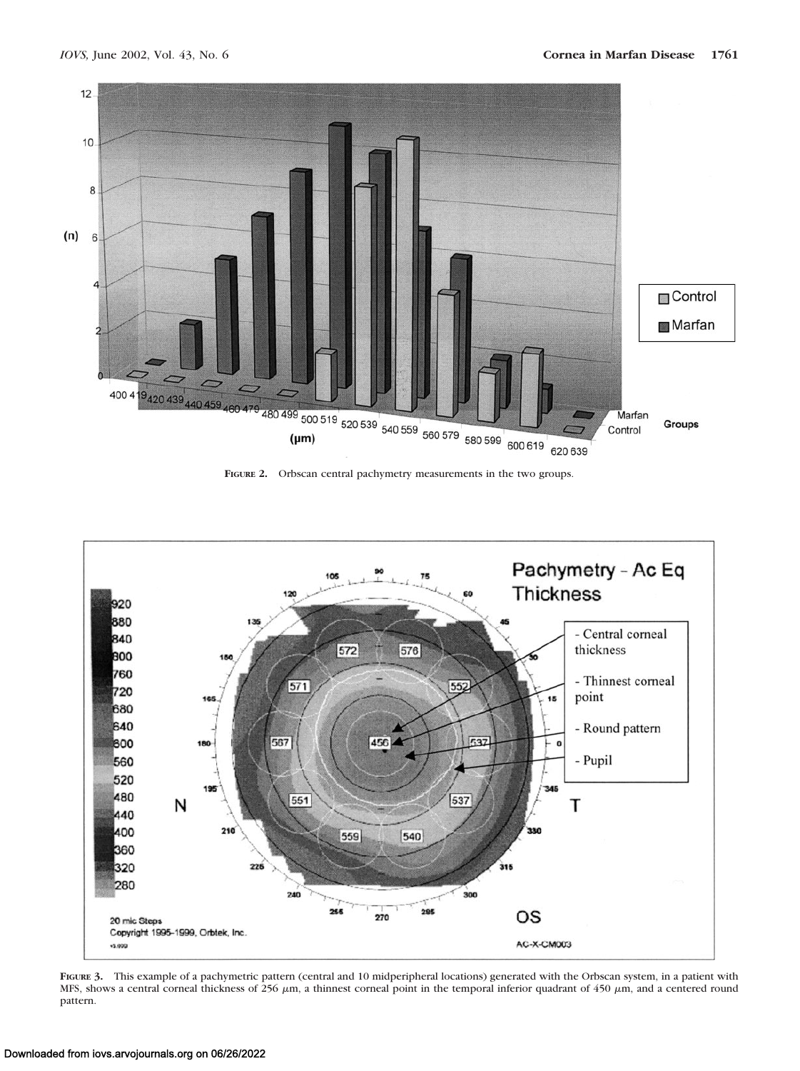**FIGURE 2.** Orbscan central pachymetry measurements in the two groups.

**FIGURE 3.** This example of a pachymetric pattern (central and 10 midperipheral locations) generated with the Orbscan system, in a patient with MFS, shows a central corneal thickness of 256 μm, a thinnest corneal point in the temporal inferior quadrant of 450 μm, and a centered round pattern.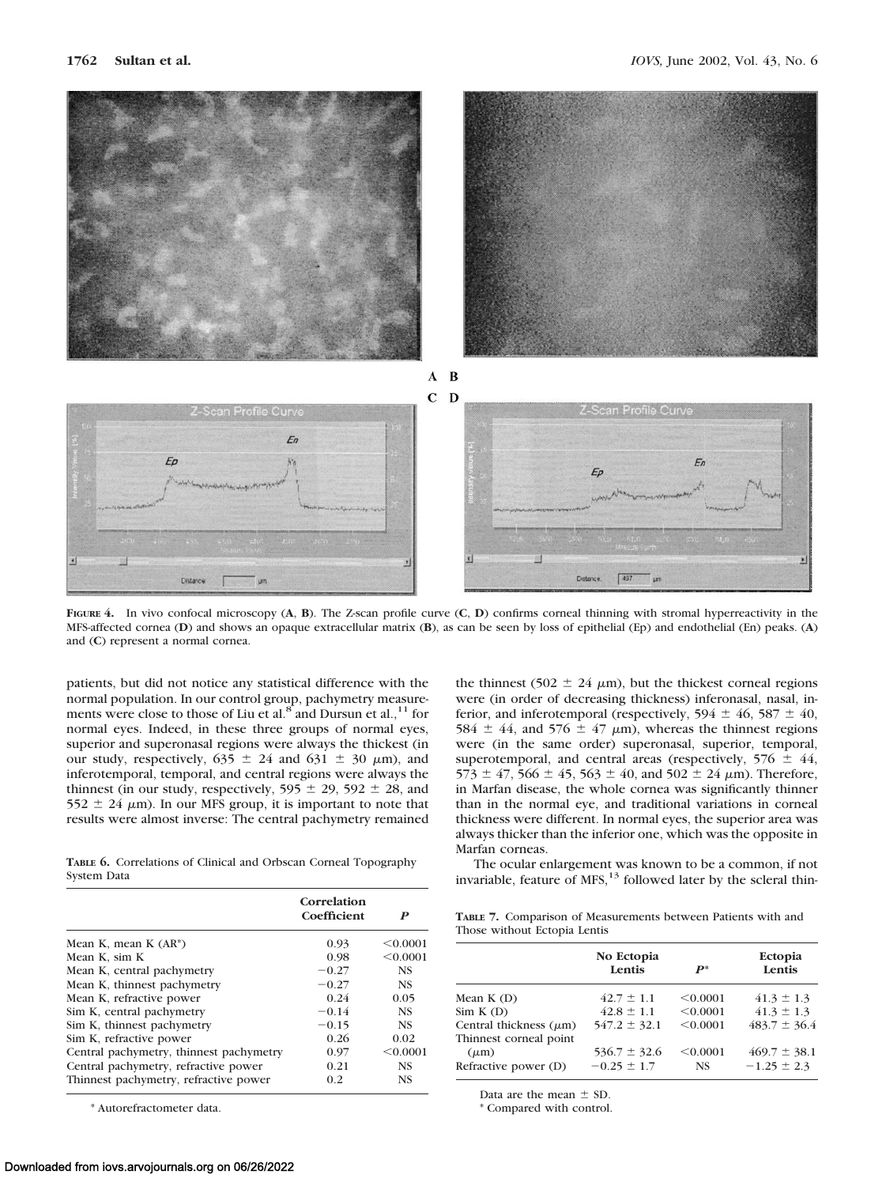**Figure 4.** In vivo confocal microscopy (**A**, **B**). The Z-scan profile curve (**C**, **D**) confirms corneal thinning with stromal hyperreactivity in the MFS-affected cornea (**D**) and shows an opaque extracellular matrix (**B**), as can be seen by loss of epithelial (Ep) and endothelial (En) peaks. (**A**) and (**C**) represent a normal cornea.

patients, but did not notice any statistical difference with the normal population. In our control group, pachymetry measurements were close to those of Liu et al.[8] and Dursun et al.,[11] for normal eyes. Indeed, in these three groups of normal eyes, superior and superonasal regions were always the thickest (in our study, respectively, 635 ± 24 and 631 ± 30 μm), and inferotemporal, temporal, and central regions were always the thinnest (in our study, respectively, 595 ± 29, 592 ± 28, and 552 ± 24 μm). In our MFS group, it is important to note that results were almost inverse: The central pachymetry remained the thinnest (502 ± 24 μm), but the thickest corneal regions were (in order of decreasing thickness) inferonasal, nasal, inferior, and inferotemporal (respectively, 594 ± 46, 587 ± 40, 584 ± 44, and 576 ± 47 μm), whereas the thinnest regions were (in the same order) superonasal, superior, temporal, superotemporal, and central areas (respectively, 576 ± 44, 573 ± 47, 566 ± 45, 563 ± 40, and 502 ± 24 μm). Therefore, in Marfan disease, the whole cornea was significantly thinner than in the normal eye, and traditional variations in corneal thickness were different. In normal eyes, the superior area was always thicker than the inferior one, which was the opposite in Marfan corneas.

The ocular enlargement was known to be a common, if not invariable, feature of MFS,[13] followed later by the scleral thin-

**Table 6.** Correlations of Clinical and Orbscan Corneal Topography System Data

| | Correlation Coefficient | *P* |
|---|---|---|
| Mean K, mean K (AR*) | 0.93 | <0.0001 |
| Mean K, sim K | 0.98 | <0.0001 |
| Mean K, central pachymetry | −0.27 | NS |
| Mean K, thinnest pachymetry | −0.27 | NS |
| Mean K, refractive power | 0.24 | 0.05 |
| Sim K, central pachymetry | −0.14 | NS |
| Sim K, thinnest pachymetry | −0.15 | NS |
| Sim K, refractive power | 0.26 | 0.02 |
| Central pachymetry, thinnest pachymetry | 0.97 | <0.0001 |
| Central pachymetry, refractive power | 0.21 | NS |
| Thinnest pachymetry, refractive power | 0.2 | NS |

\* Autorefractometer data.

**Table 7.** Comparison of Measurements between Patients with and Those without Ectopia Lentis

| | No Ectopia Lentis | *P** | Ectopia Lentis |
|---|---|---|---|
| Mean K (D) | 42.7 ± 1.1 | <0.0001 | 41.3 ± 1.3 |
| Sim K (D) | 42.8 ± 1.1 | <0.0001 | 41.3 ± 1.3 |
| Central thickness (μm) | 547.2 ± 32.1 | <0.0001 | 483.7 ± 36.4 |
| Thinnest corneal point (μm) | 536.7 ± 32.6 | <0.0001 | 469.7 ± 38.1 |
| Refractive power (D) | −0.25 ± 1.7 | NS | −1.25 ± 2.3 |

Data are the mean ± SD.

\* Compared with control.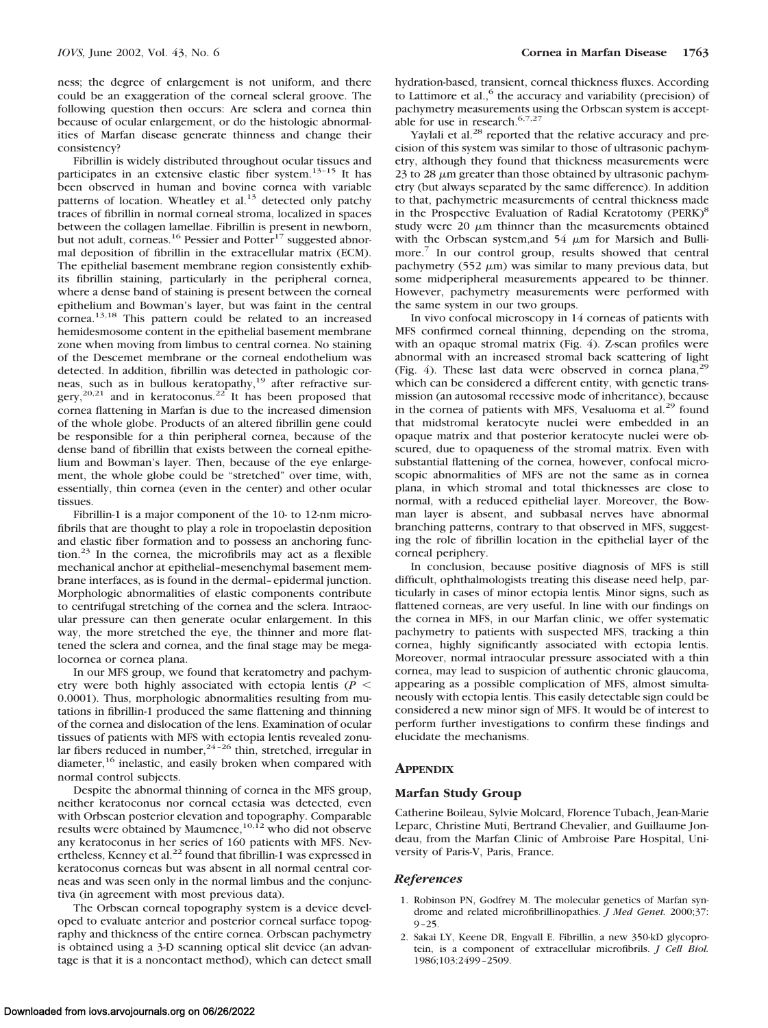ness; the degree of enlargement is not uniform, and there could be an exaggeration of the corneal scleral groove. The following question then occurs: Are sclera and cornea thin because of ocular enlargement, or do the histologic abnormalities of Marfan disease generate thinness and change their consistency?

Fibrillin is widely distributed throughout ocular tissues and participates in an extensive elastic fiber system.[13–15] It has been observed in human and bovine cornea with variable patterns of location. Wheatley et al.[13] detected only patchy traces of fibrillin in normal corneal stroma, localized in spaces between the collagen lamellae. Fibrillin is present in newborn, but not adult, corneas.[16] Pessier and Potter[17] suggested abnormal deposition of fibrillin in the extracellular matrix (ECM). The epithelial basement membrane region consistently exhibits fibrillin staining, particularly in the peripheral cornea, where a dense band of staining is present between the corneal epithelium and Bowman's layer, but was faint in the central cornea.[13,18] This pattern could be related to an increased hemidesmosome content in the epithelial basement membrane zone when moving from limbus to central cornea. No staining of the Descemet membrane or the corneal endothelium was detected. In addition, fibrillin was detected in pathologic corneas, such as in bullous keratopathy,[19] after refractive surgery,[20,21] and in keratoconus.[22] It has been proposed that cornea flattening in Marfan is due to the increased dimension of the whole globe. Products of an altered fibrillin gene could be responsible for a thin peripheral cornea, because of the dense band of fibrillin that exists between the corneal epithelium and Bowman's layer. Then, because of the eye enlargement, the whole globe could be "stretched" over time, with, essentially, thin cornea (even in the center) and other ocular tissues.

Fibrillin-1 is a major component of the 10- to 12-nm microfibrils that are thought to play a role in tropoelastin deposition and elastic fiber formation and to possess an anchoring function.[23] In the cornea, the microfibrils may act as a flexible mechanical anchor at epithelial–mesenchymal basement membrane interfaces, as is found in the dermal–epidermal junction. Morphologic abnormalities of elastic components contribute to centrifugal stretching of the cornea and the sclera. Intraocular pressure can then generate ocular enlargement. In this way, the more stretched the eye, the thinner and more flattened the sclera and cornea, and the final stage may be megalocornea or cornea plana.

In our MFS group, we found that keratometry and pachymetry were both highly associated with ectopia lentis ($P < 0.0001$). Thus, morphologic abnormalities resulting from mutations in fibrillin-1 produced the same flattening and thinning of the cornea and dislocation of the lens. Examination of ocular tissues of patients with MFS with ectopia lentis revealed zonular fibers reduced in number,[24–26] thin, stretched, irregular in diameter,[16] inelastic, and easily broken when compared with normal control subjects.

Despite the abnormal thinning of cornea in the MFS group, neither keratoconus nor corneal ectasia was detected, even with Orbscan posterior elevation and topography. Comparable results were obtained by Maumenee,[10,12] who did not observe any keratoconus in her series of 160 patients with MFS. Nevertheless, Kenney et al.[22] found that fibrillin-1 was expressed in keratoconus corneas but was absent in all normal central corneas and was seen only in the normal limbus and the conjunctiva (in agreement with most previous data).

The Orbscan corneal topography system is a device developed to evaluate anterior and posterior corneal surface topography and thickness of the entire cornea. Orbscan pachymetry is obtained using a 3-D scanning optical slit device (an advantage is that it is a noncontact method), which can detect small hydration-based, transient, corneal thickness fluxes. According to Lattimore et al.,[6] the accuracy and variability (precision) of pachymetry measurements using the Orbscan system is acceptable for use in research.[6,7,27]

Yaylali et al.[28] reported that the relative accuracy and precision of this system was similar to those of ultrasonic pachymetry, although they found that thickness measurements were 23 to 28 $\mu$m greater than those obtained by ultrasonic pachymetry (but always separated by the same difference). In addition to that, pachymetric measurements of central thickness made in the Prospective Evaluation of Radial Keratotomy (PERK)[8] study were 20 $\mu$m thinner than the measurements obtained with the Orbscan system,and 54 $\mu$m for Marsich and Bullimore.[7] In our control group, results showed that central pachymetry (552 $\mu$m) was similar to many previous data, but some midperipheral measurements appeared to be thinner. However, pachymetry measurements were performed with the same system in our two groups.

In vivo confocal microscopy in 14 corneas of patients with MFS confirmed corneal thinning, depending on the stroma, with an opaque stromal matrix (Fig. 4). Z-scan profiles were abnormal with an increased stromal back scattering of light (Fig. 4). These last data were observed in cornea plana,[29] which can be considered a different entity, with genetic transmission (an autosomal recessive mode of inheritance), because in the cornea of patients with MFS, Vesaluoma et al.[29] found that midstromal keratocyte nuclei were embedded in an opaque matrix and that posterior keratocyte nuclei were obscured, due to opaqueness of the stromal matrix. Even with substantial flattening of the cornea, however, confocal microscopic abnormalities of MFS are not the same as in cornea plana, in which stromal and total thicknesses are close to normal, with a reduced epithelial layer. Moreover, the Bowman layer is absent, and subbasal nerves have abnormal branching patterns, contrary to that observed in MFS, suggesting the role of fibrillin location in the epithelial layer of the corneal periphery.

In conclusion, because positive diagnosis of MFS is still difficult, ophthalmologists treating this disease need help, particularly in cases of minor ectopia lentis*.* Minor signs, such as flattened corneas, are very useful. In line with our findings on the cornea in MFS, in our Marfan clinic, we offer systematic pachymetry to patients with suspected MFS, tracking a thin cornea, highly significantly associated with ectopia lentis. Moreover, normal intraocular pressure associated with a thin cornea, may lead to suspicion of authentic chronic glaucoma, appearing as a possible complication of MFS, almost simultaneously with ectopia lentis. This easily detectable sign could be considered a new minor sign of MFS. It would be of interest to perform further investigations to confirm these findings and elucidate the mechanisms.

## Appendix

### Marfan Study Group

Catherine Boileau, Sylvie Molcard, Florence Tubach, Jean-Marie Leparc, Christine Muti, Bertrand Chevalier, and Guillaume Jondeau, from the Marfan Clinic of Ambroise Pare Hospital, University of Paris-V, Paris, France.

### *References*

1. Robinson PN, Godfrey M. The molecular genetics of Marfan syndrome and related microfibrillinopathies. *J Med Genet.* 2000;37:9–25.
2. Sakai LY, Keene DR, Engvall E. Fibrillin, a new 350-kD glycoprotein, is a component of extracellular microfibrils. *J Cell Biol.* 1986;103:2499–2509.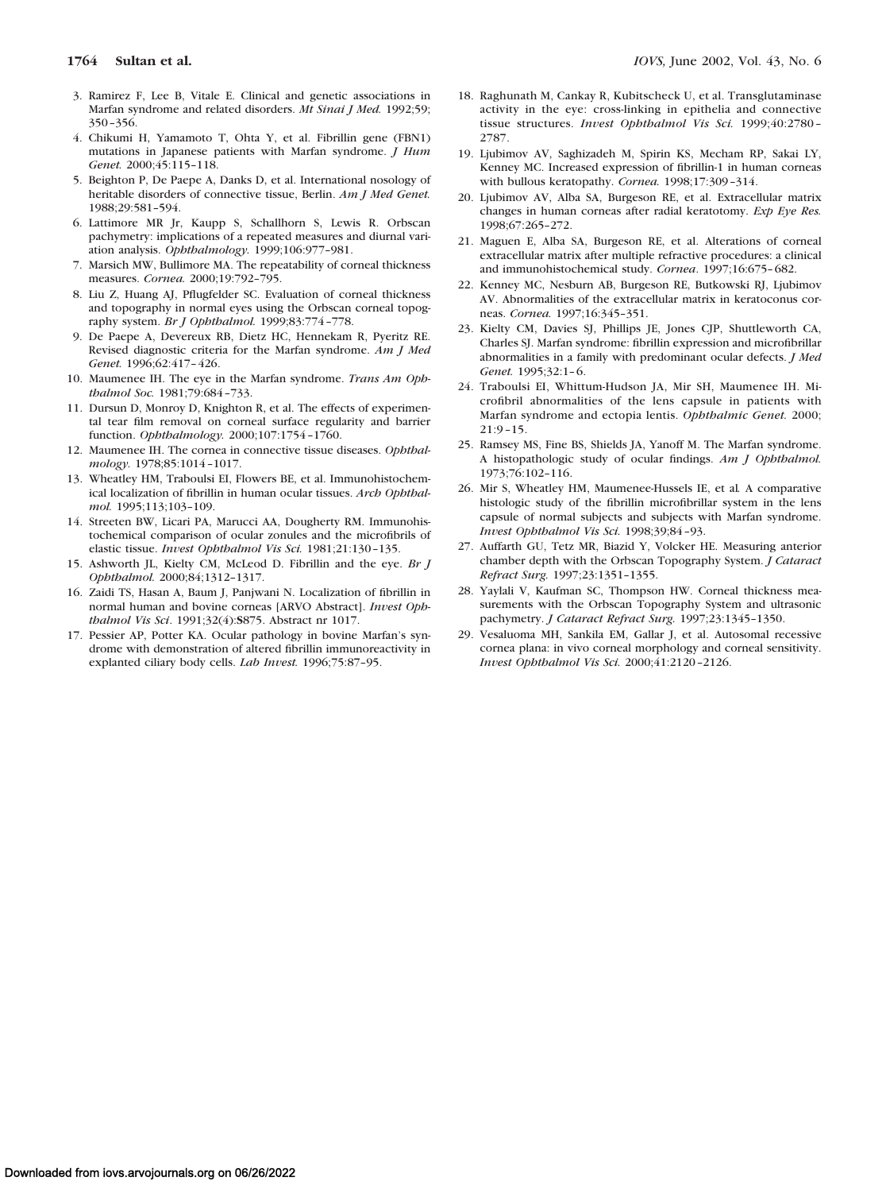3. Ramirez F, Lee B, Vitale E. Clinical and genetic associations in Marfan syndrome and related disorders. *Mt Sinai J Med.* 1992;59; 350–356.
4. Chikumi H, Yamamoto T, Ohta Y, et al. Fibrillin gene (FBN1) mutations in Japanese patients with Marfan syndrome. *J Hum Genet.* 2000;45:115–118.
5. Beighton P, De Paepe A, Danks D, et al. International nosology of heritable disorders of connective tissue, Berlin. *Am J Med Genet.* 1988;29:581–594.
6. Lattimore MR Jr, Kaupp S, Schallhorn S, Lewis R. Orbscan pachymetry: implications of a repeated measures and diurnal variation analysis. *Ophthalmology.* 1999;106:977–981.
7. Marsich MW, Bullimore MA. The repeatability of corneal thickness measures. *Cornea.* 2000;19:792–795.
8. Liu Z, Huang AJ, Pflugfelder SC. Evaluation of corneal thickness and topography in normal eyes using the Orbscan corneal topography system. *Br J Ophthalmol.* 1999;83:774–778.
9. De Paepe A, Devereux RB, Dietz HC, Hennekam R, Pyeritz RE. Revised diagnostic criteria for the Marfan syndrome. *Am J Med Genet.* 1996;62:417–426.
10. Maumenee IH. The eye in the Marfan syndrome. *Trans Am Ophthalmol Soc.* 1981;79:684–733.
11. Dursun D, Monroy D, Knighton R, et al. The effects of experimental tear film removal on corneal surface regularity and barrier function. *Ophthalmology.* 2000;107:1754–1760.
12. Maumenee IH. The cornea in connective tissue diseases. *Ophthalmology.* 1978;85:1014–1017.
13. Wheatley HM, Traboulsi EI, Flowers BE, et al. Immunohistochemical localization of fibrillin in human ocular tissues. *Arch Ophthalmol.* 1995;113;103–109.
14. Streeten BW, Licari PA, Marucci AA, Dougherty RM. Immunohistochemical comparison of ocular zonules and the microfibrils of elastic tissue. *Invest Ophthalmol Vis Sci.* 1981;21:130–135.
15. Ashworth JL, Kielty CM, McLeod D. Fibrillin and the eye. *Br J Ophthalmol.* 2000;84;1312–1317.
16. Zaidi TS, Hasan A, Baum J, Panjwani N. Localization of fibrillin in normal human and bovine corneas [ARVO Abstract]. *Invest Ophthalmol Vis Sci*. 1991;32(4):S875. Abstract nr 1017.
17. Pessier AP, Potter KA. Ocular pathology in bovine Marfan's syndrome with demonstration of altered fibrillin immunoreactivity in explanted ciliary body cells. *Lab Invest.* 1996;75:87–95.
18. Raghunath M, Cankay R, Kubitscheck U, et al. Transglutaminase activity in the eye: cross-linking in epithelia and connective tissue structures. *Invest Ophthalmol Vis Sci.* 1999;40:2780–2787.
19. Ljubimov AV, Saghizadeh M, Spirin KS, Mecham RP, Sakai LY, Kenney MC. Increased expression of fibrillin-1 in human corneas with bullous keratopathy. *Cornea.* 1998;17:309–314.
20. Ljubimov AV, Alba SA, Burgeson RE, et al. Extracellular matrix changes in human corneas after radial keratotomy. *Exp Eye Res.* 1998;67:265–272.
21. Maguen E, Alba SA, Burgeson RE, et al. Alterations of corneal extracellular matrix after multiple refractive procedures: a clinical and immunohistochemical study. *Cornea*. 1997;16:675–682.
22. Kenney MC, Nesburn AB, Burgeson RE, Butkowski RJ, Ljubimov AV. Abnormalities of the extracellular matrix in keratoconus corneas. *Cornea.* 1997;16:345–351.
23. Kielty CM, Davies SJ, Phillips JE, Jones CJP, Shuttleworth CA, Charles SJ. Marfan syndrome: fibrillin expression and microfibrillar abnormalities in a family with predominant ocular defects. *J Med Genet.* 1995;32:1–6.
24. Traboulsi EI, Whittum-Hudson JA, Mir SH, Maumenee IH. Microfibril abnormalities of the lens capsule in patients with Marfan syndrome and ectopia lentis. *Ophthalmic Genet.* 2000; 21:9–15.
25. Ramsey MS, Fine BS, Shields JA, Yanoff M. The Marfan syndrome. A histopathologic study of ocular findings. *Am J Ophthalmol.* 1973;76:102–116.
26. Mir S, Wheatley HM, Maumenee-Hussels IE, et al*.* A comparative histologic study of the fibrillin microfibrillar system in the lens capsule of normal subjects and subjects with Marfan syndrome. *Invest Ophthalmol Vis Sci.* 1998;39:84–93.
27. Auffarth GU, Tetz MR, Biazid Y, Volcker HE. Measuring anterior chamber depth with the Orbscan Topography System. *J Cataract Refract Surg.* 1997;23:1351–1355.
28. Yaylali V, Kaufman SC, Thompson HW. Corneal thickness measurements with the Orbscan Topography System and ultrasonic pachymetry. *J Cataract Refract Surg.* 1997;23:1345–1350.
29. Vesaluoma MH, Sankila EM, Gallar J, et al. Autosomal recessive cornea plana: in vivo corneal morphology and corneal sensitivity. *Invest Ophthalmol Vis Sci.* 2000;41:2120–2126.